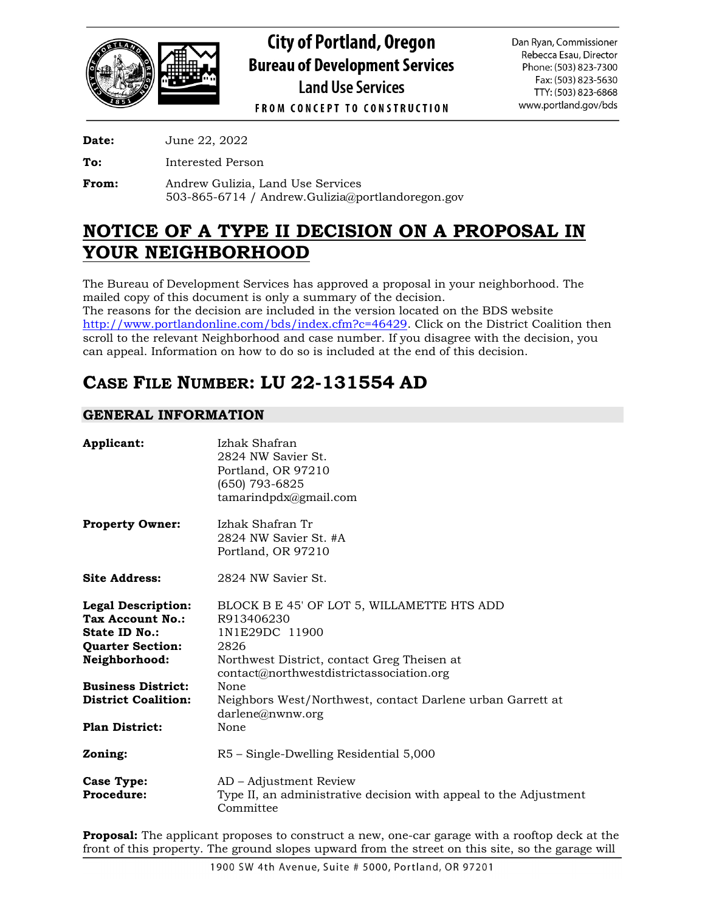# City of Portland, Oregon
## Bureau of Development Services
### Land Use Services

FROM CONCEPT TO CONSTRUCTION

Dan Ryan, Commissioner
Rebecca Esau, Director
Phone: (503) 823-7300
Fax: (503) 823-5630
TTY: (503) 823-6868
www.portland.gov/bds

**Date:** June 22, 2022

**To:** Interested Person

**From:** Andrew Gulizia, Land Use Services
503-865-6714 / Andrew.Gulizia@portlandoregon.gov

# NOTICE OF A TYPE II DECISION ON A PROPOSAL IN YOUR NEIGHBORHOOD

The Bureau of Development Services has approved a proposal in your neighborhood. The mailed copy of this document is only a summary of the decision.
The reasons for the decision are included in the version located on the BDS website http://www.portlandonline.com/bds/index.cfm?c=46429. Click on the District Coalition then scroll to the relevant Neighborhood and case number. If you disagree with the decision, you can appeal. Information on how to do so is included at the end of this decision.

## CASE FILE NUMBER: LU 22-131554 AD

### GENERAL INFORMATION

**Applicant:** Izhak Shafran
2824 NW Savier St.
Portland, OR 97210
(650) 793-6825
tamarindpdx@gmail.com

**Property Owner:** Izhak Shafran Tr
2824 NW Savier St. #A
Portland, OR 97210

**Site Address:** 2824 NW Savier St.

**Legal Description:** BLOCK B E 45' OF LOT 5, WILLAMETTE HTS ADD
**Tax Account No.:** R913406230
**State ID No.:** 1N1E29DC 11900
**Quarter Section:** 2826
**Neighborhood:** Northwest District, contact Greg Theisen at contact@northwestdistrictassociation.org
**Business District:** None
**District Coalition:** Neighbors West/Northwest, contact Darlene urban Garrett at darlene@nwnw.org
**Plan District:** None

**Zoning:** R5 – Single-Dwelling Residential 5,000

**Case Type:** AD – Adjustment Review
**Procedure:** Type II, an administrative decision with appeal to the Adjustment Committee

**Proposal:** The applicant proposes to construct a new, one-car garage with a rooftop deck at the front of this property. The ground slopes upward from the street on this site, so the garage will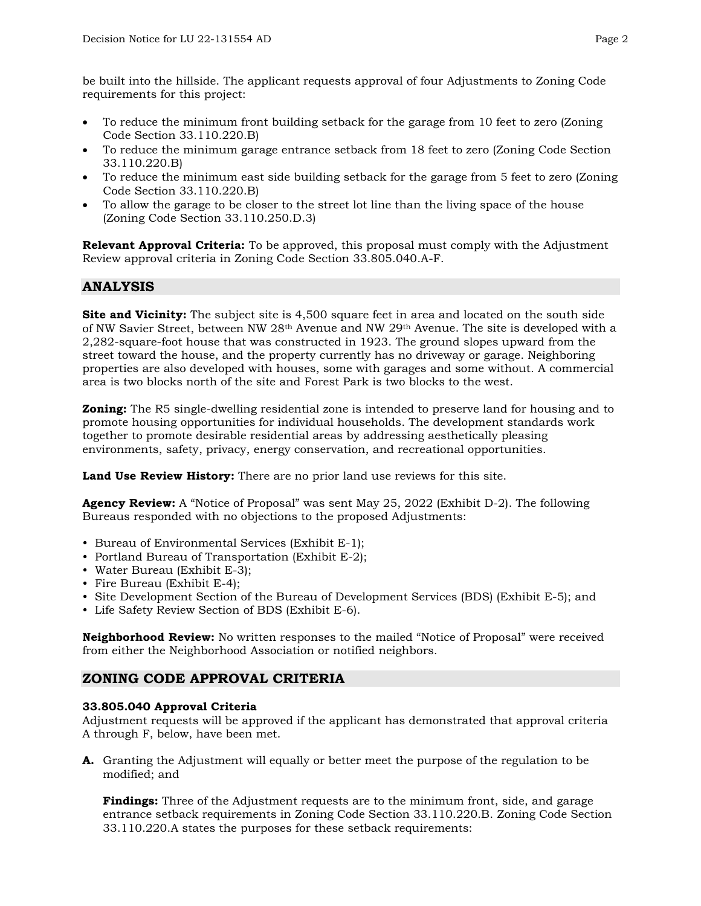be built into the hillside. The applicant requests approval of four Adjustments to Zoning Code requirements for this project:

- To reduce the minimum front building setback for the garage from 10 feet to zero (Zoning Code Section 33.110.220.B)
- To reduce the minimum garage entrance setback from 18 feet to zero (Zoning Code Section 33.110.220.B)
- To reduce the minimum east side building setback for the garage from 5 feet to zero (Zoning Code Section 33.110.220.B)
- To allow the garage to be closer to the street lot line than the living space of the house (Zoning Code Section 33.110.250.D.3)

**Relevant Approval Criteria:** To be approved, this proposal must comply with the Adjustment Review approval criteria in Zoning Code Section 33.805.040.A-F.

## ANALYSIS

**Site and Vicinity:** The subject site is 4,500 square feet in area and located on the south side of NW Savier Street, between NW 28th Avenue and NW 29th Avenue. The site is developed with a 2,282-square-foot house that was constructed in 1923. The ground slopes upward from the street toward the house, and the property currently has no driveway or garage. Neighboring properties are also developed with houses, some with garages and some without. A commercial area is two blocks north of the site and Forest Park is two blocks to the west.

**Zoning:** The R5 single-dwelling residential zone is intended to preserve land for housing and to promote housing opportunities for individual households. The development standards work together to promote desirable residential areas by addressing aesthetically pleasing environments, safety, privacy, energy conservation, and recreational opportunities.

**Land Use Review History:** There are no prior land use reviews for this site.

**Agency Review:** A "Notice of Proposal" was sent May 25, 2022 (Exhibit D-2). The following Bureaus responded with no objections to the proposed Adjustments:

- Bureau of Environmental Services (Exhibit E-1);
- Portland Bureau of Transportation (Exhibit E-2);
- Water Bureau (Exhibit E-3);
- Fire Bureau (Exhibit E-4);
- Site Development Section of the Bureau of Development Services (BDS) (Exhibit E-5); and
- Life Safety Review Section of BDS (Exhibit E-6).

**Neighborhood Review:** No written responses to the mailed "Notice of Proposal" were received from either the Neighborhood Association or notified neighbors.

## ZONING CODE APPROVAL CRITERIA

### 33.805.040 Approval Criteria

Adjustment requests will be approved if the applicant has demonstrated that approval criteria A through F, below, have been met.

**A.** Granting the Adjustment will equally or better meet the purpose of the regulation to be modified; and

**Findings:** Three of the Adjustment requests are to the minimum front, side, and garage entrance setback requirements in Zoning Code Section 33.110.220.B. Zoning Code Section 33.110.220.A states the purposes for these setback requirements: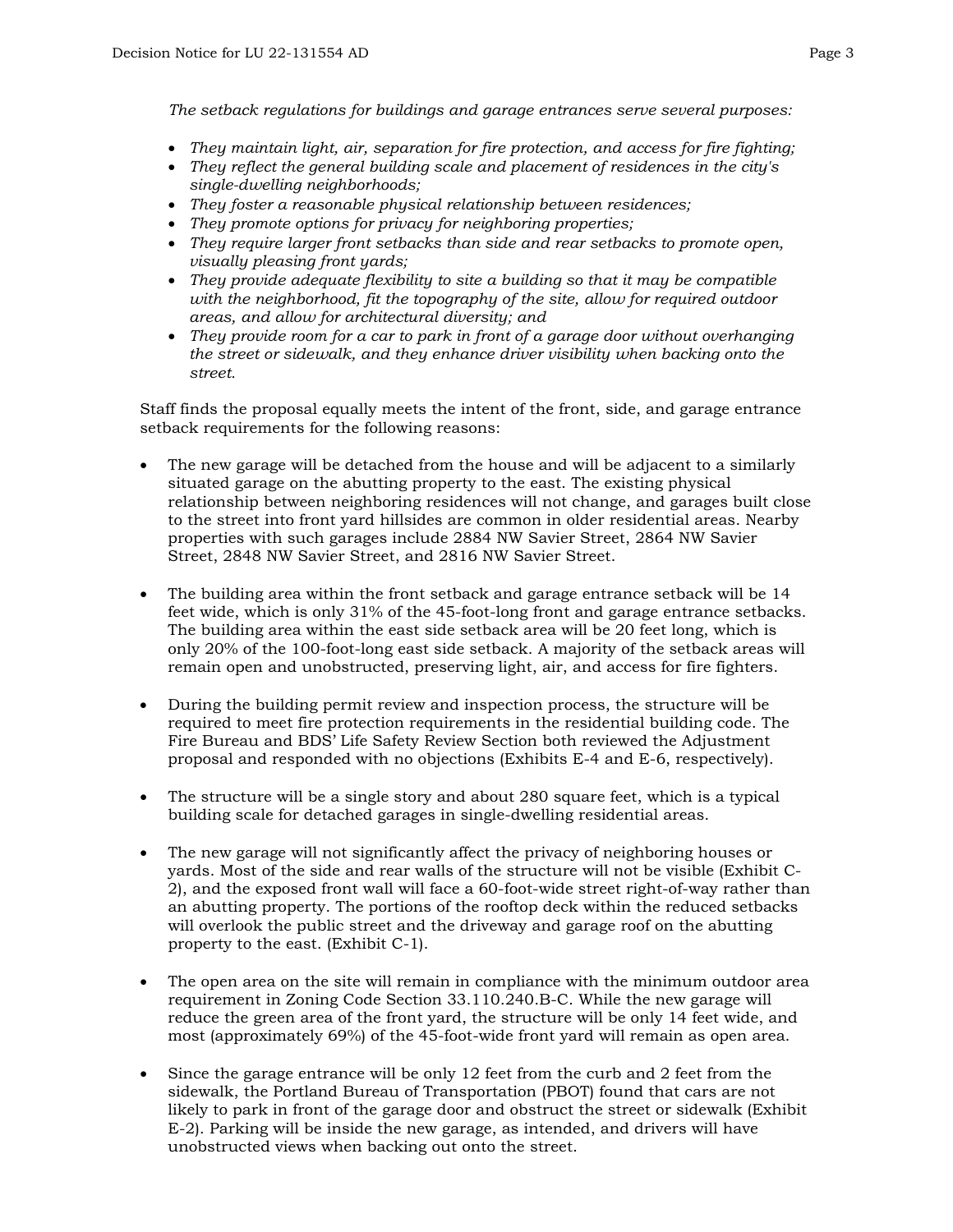*The setback regulations for buildings and garage entrances serve several purposes:*

- *They maintain light, air, separation for fire protection, and access for fire fighting;*
- *They reflect the general building scale and placement of residences in the city's single-dwelling neighborhoods;*
- *They foster a reasonable physical relationship between residences;*
- *They promote options for privacy for neighboring properties;*
- *They require larger front setbacks than side and rear setbacks to promote open, visually pleasing front yards;*
- *They provide adequate flexibility to site a building so that it may be compatible with the neighborhood, fit the topography of the site, allow for required outdoor areas, and allow for architectural diversity; and*
- *They provide room for a car to park in front of a garage door without overhanging the street or sidewalk, and they enhance driver visibility when backing onto the street.*

Staff finds the proposal equally meets the intent of the front, side, and garage entrance setback requirements for the following reasons:

- The new garage will be detached from the house and will be adjacent to a similarly situated garage on the abutting property to the east. The existing physical relationship between neighboring residences will not change, and garages built close to the street into front yard hillsides are common in older residential areas. Nearby properties with such garages include 2884 NW Savier Street, 2864 NW Savier Street, 2848 NW Savier Street, and 2816 NW Savier Street.

- The building area within the front setback and garage entrance setback will be 14 feet wide, which is only 31% of the 45-foot-long front and garage entrance setbacks. The building area within the east side setback area will be 20 feet long, which is only 20% of the 100-foot-long east side setback. A majority of the setback areas will remain open and unobstructed, preserving light, air, and access for fire fighters.

- During the building permit review and inspection process, the structure will be required to meet fire protection requirements in the residential building code. The Fire Bureau and BDS' Life Safety Review Section both reviewed the Adjustment proposal and responded with no objections (Exhibits E-4 and E-6, respectively).

- The structure will be a single story and about 280 square feet, which is a typical building scale for detached garages in single-dwelling residential areas.

- The new garage will not significantly affect the privacy of neighboring houses or yards. Most of the side and rear walls of the structure will not be visible (Exhibit C-2), and the exposed front wall will face a 60-foot-wide street right-of-way rather than an abutting property. The portions of the rooftop deck within the reduced setbacks will overlook the public street and the driveway and garage roof on the abutting property to the east. (Exhibit C-1).

- The open area on the site will remain in compliance with the minimum outdoor area requirement in Zoning Code Section 33.110.240.B-C. While the new garage will reduce the green area of the front yard, the structure will be only 14 feet wide, and most (approximately 69%) of the 45-foot-wide front yard will remain as open area.

- Since the garage entrance will be only 12 feet from the curb and 2 feet from the sidewalk, the Portland Bureau of Transportation (PBOT) found that cars are not likely to park in front of the garage door and obstruct the street or sidewalk (Exhibit E-2). Parking will be inside the new garage, as intended, and drivers will have unobstructed views when backing out onto the street.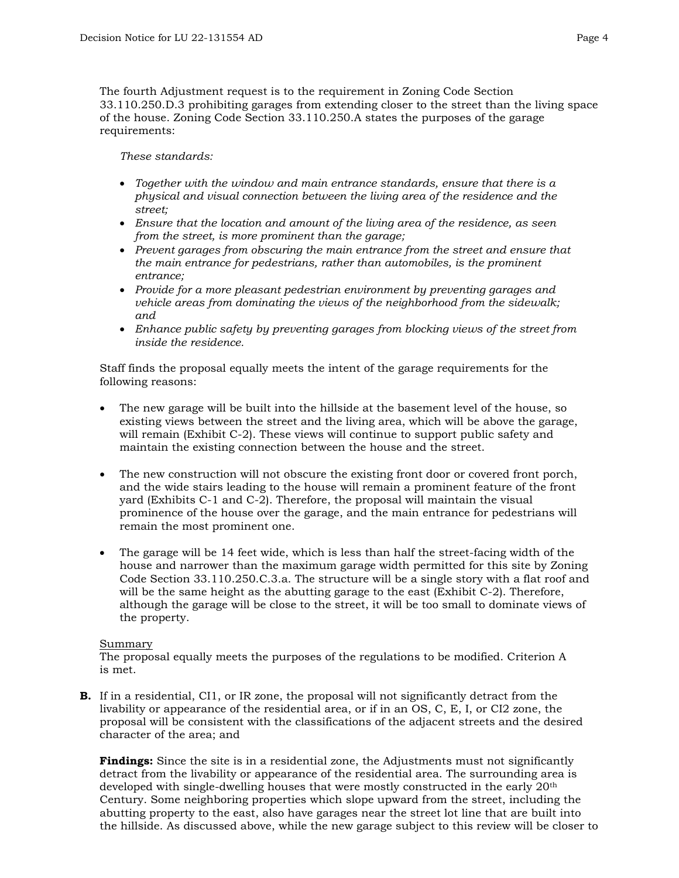The fourth Adjustment request is to the requirement in Zoning Code Section 33.110.250.D.3 prohibiting garages from extending closer to the street than the living space of the house. Zoning Code Section 33.110.250.A states the purposes of the garage requirements:

*These standards:*

- *Together with the window and main entrance standards, ensure that there is a physical and visual connection between the living area of the residence and the street;*
- *Ensure that the location and amount of the living area of the residence, as seen from the street, is more prominent than the garage;*
- *Prevent garages from obscuring the main entrance from the street and ensure that the main entrance for pedestrians, rather than automobiles, is the prominent entrance;*
- *Provide for a more pleasant pedestrian environment by preventing garages and vehicle areas from dominating the views of the neighborhood from the sidewalk; and*
- *Enhance public safety by preventing garages from blocking views of the street from inside the residence.*

Staff finds the proposal equally meets the intent of the garage requirements for the following reasons:

- The new garage will be built into the hillside at the basement level of the house, so existing views between the street and the living area, which will be above the garage, will remain (Exhibit C-2). These views will continue to support public safety and maintain the existing connection between the house and the street.

- The new construction will not obscure the existing front door or covered front porch, and the wide stairs leading to the house will remain a prominent feature of the front yard (Exhibits C-1 and C-2). Therefore, the proposal will maintain the visual prominence of the house over the garage, and the main entrance for pedestrians will remain the most prominent one.

- The garage will be 14 feet wide, which is less than half the street-facing width of the house and narrower than the maximum garage width permitted for this site by Zoning Code Section 33.110.250.C.3.a. The structure will be a single story with a flat roof and will be the same height as the abutting garage to the east (Exhibit C-2). Therefore, although the garage will be close to the street, it will be too small to dominate views of the property.

<u>Summary</u>
The proposal equally meets the purposes of the regulations to be modified. Criterion A is met.

**B.** If in a residential, CI1, or IR zone, the proposal will not significantly detract from the livability or appearance of the residential area, or if in an OS, C, E, I, or CI2 zone, the proposal will be consistent with the classifications of the adjacent streets and the desired character of the area; and

**Findings:** Since the site is in a residential zone, the Adjustments must not significantly detract from the livability or appearance of the residential area. The surrounding area is developed with single-dwelling houses that were mostly constructed in the early 20th Century. Some neighboring properties which slope upward from the street, including the abutting property to the east, also have garages near the street lot line that are built into the hillside. As discussed above, while the new garage subject to this review will be closer to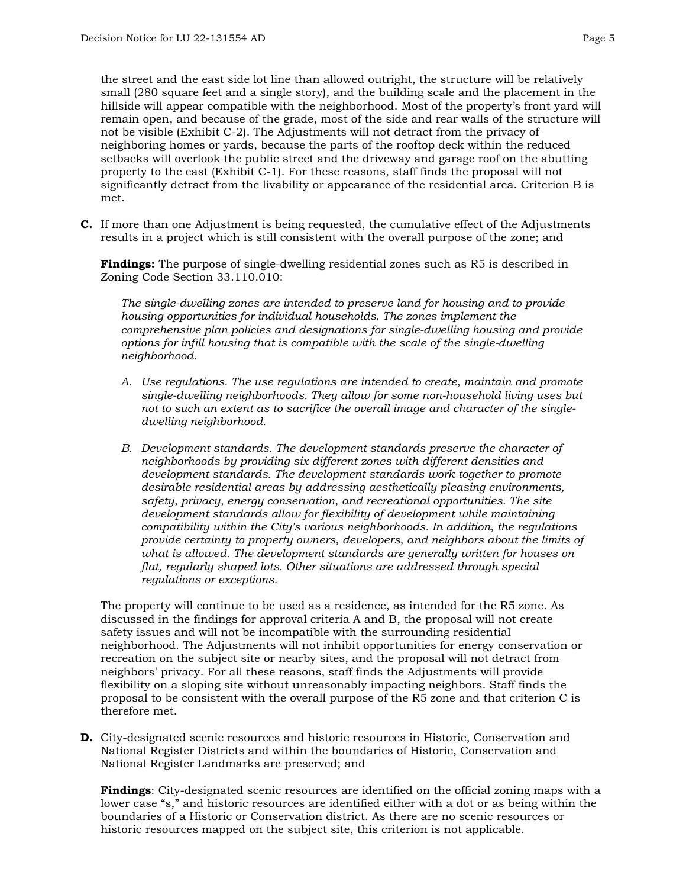the street and the east side lot line than allowed outright, the structure will be relatively small (280 square feet and a single story), and the building scale and the placement in the hillside will appear compatible with the neighborhood. Most of the property's front yard will remain open, and because of the grade, most of the side and rear walls of the structure will not be visible (Exhibit C-2). The Adjustments will not detract from the privacy of neighboring homes or yards, because the parts of the rooftop deck within the reduced setbacks will overlook the public street and the driveway and garage roof on the abutting property to the east (Exhibit C-1). For these reasons, staff finds the proposal will not significantly detract from the livability or appearance of the residential area. Criterion B is met.

**C.** If more than one Adjustment is being requested, the cumulative effect of the Adjustments results in a project which is still consistent with the overall purpose of the zone; and

**Findings:** The purpose of single-dwelling residential zones such as R5 is described in Zoning Code Section 33.110.010:

*The single-dwelling zones are intended to preserve land for housing and to provide housing opportunities for individual households. The zones implement the comprehensive plan policies and designations for single-dwelling housing and provide options for infill housing that is compatible with the scale of the single-dwelling neighborhood.*

*A. Use regulations. The use regulations are intended to create, maintain and promote single-dwelling neighborhoods. They allow for some non-household living uses but not to such an extent as to sacrifice the overall image and character of the single-dwelling neighborhood.*

*B. Development standards. The development standards preserve the character of neighborhoods by providing six different zones with different densities and development standards. The development standards work together to promote desirable residential areas by addressing aesthetically pleasing environments, safety, privacy, energy conservation, and recreational opportunities. The site development standards allow for flexibility of development while maintaining compatibility within the City's various neighborhoods. In addition, the regulations provide certainty to property owners, developers, and neighbors about the limits of what is allowed. The development standards are generally written for houses on flat, regularly shaped lots. Other situations are addressed through special regulations or exceptions.*

The property will continue to be used as a residence, as intended for the R5 zone. As discussed in the findings for approval criteria A and B, the proposal will not create safety issues and will not be incompatible with the surrounding residential neighborhood. The Adjustments will not inhibit opportunities for energy conservation or recreation on the subject site or nearby sites, and the proposal will not detract from neighbors' privacy. For all these reasons, staff finds the Adjustments will provide flexibility on a sloping site without unreasonably impacting neighbors. Staff finds the proposal to be consistent with the overall purpose of the R5 zone and that criterion C is therefore met.

**D.** City-designated scenic resources and historic resources in Historic, Conservation and National Register Districts and within the boundaries of Historic, Conservation and National Register Landmarks are preserved; and

**Findings**: City-designated scenic resources are identified on the official zoning maps with a lower case "s," and historic resources are identified either with a dot or as being within the boundaries of a Historic or Conservation district. As there are no scenic resources or historic resources mapped on the subject site, this criterion is not applicable.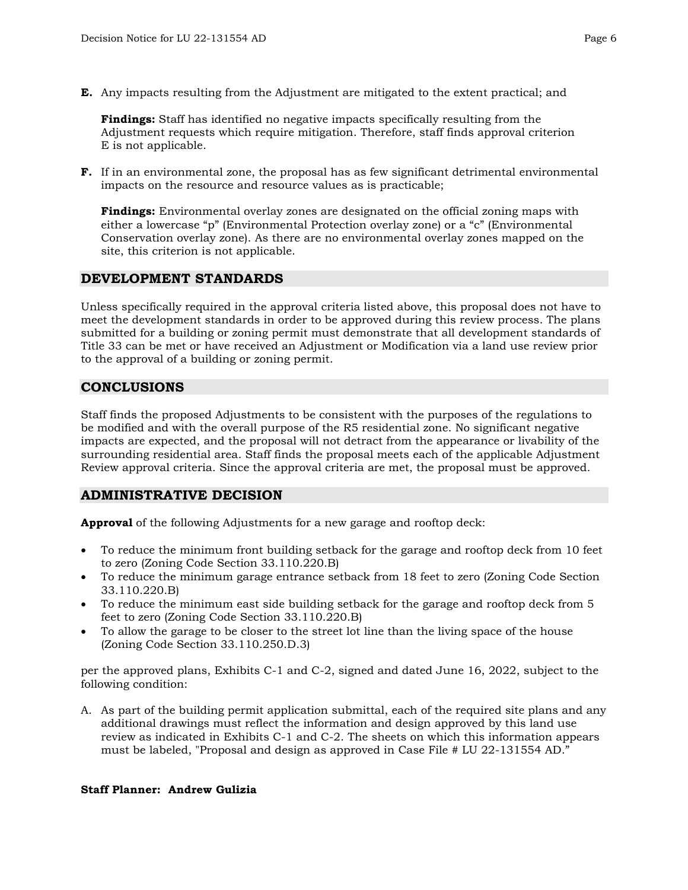**E.** Any impacts resulting from the Adjustment are mitigated to the extent practical; and

**Findings:** Staff has identified no negative impacts specifically resulting from the Adjustment requests which require mitigation. Therefore, staff finds approval criterion E is not applicable.

**F.** If in an environmental zone, the proposal has as few significant detrimental environmental impacts on the resource and resource values as is practicable;

**Findings:** Environmental overlay zones are designated on the official zoning maps with either a lowercase "p" (Environmental Protection overlay zone) or a "c" (Environmental Conservation overlay zone). As there are no environmental overlay zones mapped on the site, this criterion is not applicable.

## DEVELOPMENT STANDARDS

Unless specifically required in the approval criteria listed above, this proposal does not have to meet the development standards in order to be approved during this review process. The plans submitted for a building or zoning permit must demonstrate that all development standards of Title 33 can be met or have received an Adjustment or Modification via a land use review prior to the approval of a building or zoning permit.

## CONCLUSIONS

Staff finds the proposed Adjustments to be consistent with the purposes of the regulations to be modified and with the overall purpose of the R5 residential zone. No significant negative impacts are expected, and the proposal will not detract from the appearance or livability of the surrounding residential area. Staff finds the proposal meets each of the applicable Adjustment Review approval criteria. Since the approval criteria are met, the proposal must be approved.

## ADMINISTRATIVE DECISION

**Approval** of the following Adjustments for a new garage and rooftop deck:

- To reduce the minimum front building setback for the garage and rooftop deck from 10 feet to zero (Zoning Code Section 33.110.220.B)
- To reduce the minimum garage entrance setback from 18 feet to zero (Zoning Code Section 33.110.220.B)
- To reduce the minimum east side building setback for the garage and rooftop deck from 5 feet to zero (Zoning Code Section 33.110.220.B)
- To allow the garage to be closer to the street lot line than the living space of the house (Zoning Code Section 33.110.250.D.3)

per the approved plans, Exhibits C-1 and C-2, signed and dated June 16, 2022, subject to the following condition:

A. As part of the building permit application submittal, each of the required site plans and any additional drawings must reflect the information and design approved by this land use review as indicated in Exhibits C-1 and C-2. The sheets on which this information appears must be labeled, "Proposal and design as approved in Case File # LU 22-131554 AD."

**Staff Planner: Andrew Gulizia**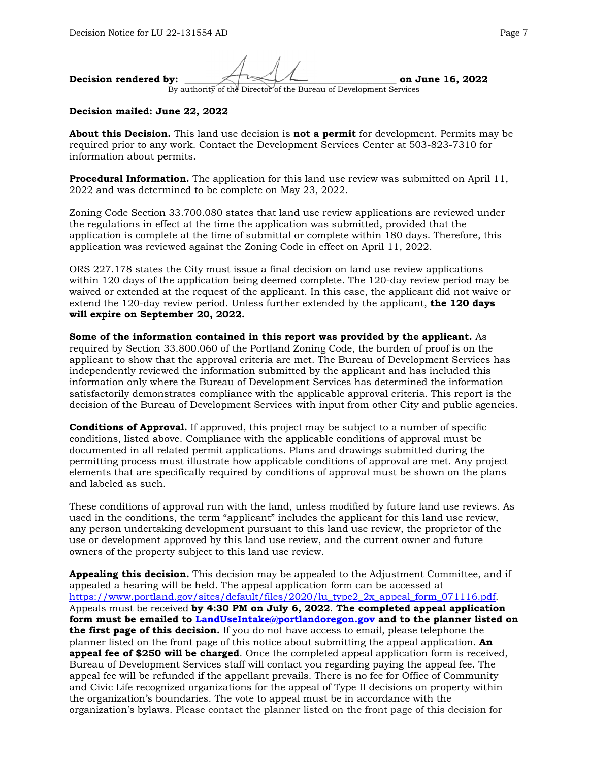**Decision rendered by:** ______________________________ **on June 16, 2022**
By authority of the Director of the Bureau of Development Services

**Decision mailed: June 22, 2022**

**About this Decision.** This land use decision is **not a permit** for development. Permits may be required prior to any work. Contact the Development Services Center at 503-823-7310 for information about permits.

**Procedural Information.** The application for this land use review was submitted on April 11, 2022 and was determined to be complete on May 23, 2022.

Zoning Code Section 33.700.080 states that land use review applications are reviewed under the regulations in effect at the time the application was submitted, provided that the application is complete at the time of submittal or complete within 180 days. Therefore, this application was reviewed against the Zoning Code in effect on April 11, 2022.

ORS 227.178 states the City must issue a final decision on land use review applications within 120 days of the application being deemed complete. The 120-day review period may be waived or extended at the request of the applicant. In this case, the applicant did not waive or extend the 120-day review period. Unless further extended by the applicant, **the 120 days will expire on September 20, 2022.**

**Some of the information contained in this report was provided by the applicant.** As required by Section 33.800.060 of the Portland Zoning Code, the burden of proof is on the applicant to show that the approval criteria are met. The Bureau of Development Services has independently reviewed the information submitted by the applicant and has included this information only where the Bureau of Development Services has determined the information satisfactorily demonstrates compliance with the applicable approval criteria. This report is the decision of the Bureau of Development Services with input from other City and public agencies.

**Conditions of Approval.** If approved, this project may be subject to a number of specific conditions, listed above. Compliance with the applicable conditions of approval must be documented in all related permit applications. Plans and drawings submitted during the permitting process must illustrate how applicable conditions of approval are met. Any project elements that are specifically required by conditions of approval must be shown on the plans and labeled as such.

These conditions of approval run with the land, unless modified by future land use reviews. As used in the conditions, the term "applicant" includes the applicant for this land use review, any person undertaking development pursuant to this land use review, the proprietor of the use or development approved by this land use review, and the current owner and future owners of the property subject to this land use review.

**Appealing this decision.** This decision may be appealed to the Adjustment Committee, and if appealed a hearing will be held. The appeal application form can be accessed at https://www.portland.gov/sites/default/files/2020/lu_type2_2x_appeal_form_071116.pdf. Appeals must be received **by 4:30 PM on July 6, 2022**. **The completed appeal application form must be emailed to LandUseIntake@portlandoregon.gov and to the planner listed on the first page of this decision.** If you do not have access to email, please telephone the planner listed on the front page of this notice about submitting the appeal application. **An appeal fee of $250 will be charged**. Once the completed appeal application form is received, Bureau of Development Services staff will contact you regarding paying the appeal fee. The appeal fee will be refunded if the appellant prevails. There is no fee for Office of Community and Civic Life recognized organizations for the appeal of Type II decisions on property within the organization's boundaries. The vote to appeal must be in accordance with the organization's bylaws. Please contact the planner listed on the front page of this decision for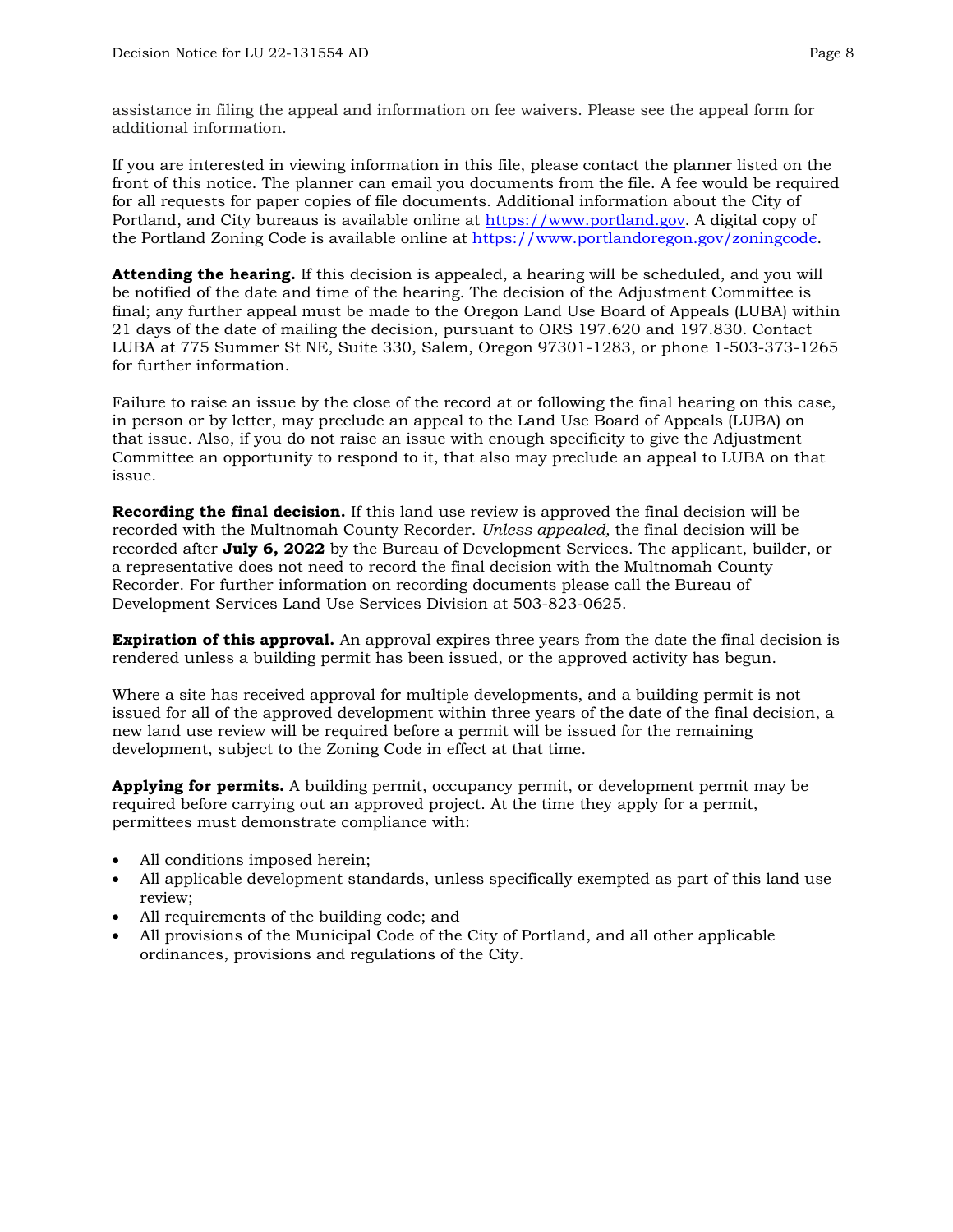assistance in filing the appeal and information on fee waivers. Please see the appeal form for additional information.

If you are interested in viewing information in this file, please contact the planner listed on the front of this notice. The planner can email you documents from the file. A fee would be required for all requests for paper copies of file documents. Additional information about the City of Portland, and City bureaus is available online at https://www.portland.gov. A digital copy of the Portland Zoning Code is available online at https://www.portlandoregon.gov/zoningcode.

**Attending the hearing.** If this decision is appealed, a hearing will be scheduled, and you will be notified of the date and time of the hearing. The decision of the Adjustment Committee is final; any further appeal must be made to the Oregon Land Use Board of Appeals (LUBA) within 21 days of the date of mailing the decision, pursuant to ORS 197.620 and 197.830. Contact LUBA at 775 Summer St NE, Suite 330, Salem, Oregon 97301-1283, or phone 1-503-373-1265 for further information.

Failure to raise an issue by the close of the record at or following the final hearing on this case, in person or by letter, may preclude an appeal to the Land Use Board of Appeals (LUBA) on that issue. Also, if you do not raise an issue with enough specificity to give the Adjustment Committee an opportunity to respond to it, that also may preclude an appeal to LUBA on that issue.

**Recording the final decision.** If this land use review is approved the final decision will be recorded with the Multnomah County Recorder. *Unless appealed,* the final decision will be recorded after **July 6, 2022** by the Bureau of Development Services. The applicant, builder, or a representative does not need to record the final decision with the Multnomah County Recorder. For further information on recording documents please call the Bureau of Development Services Land Use Services Division at 503-823-0625.

**Expiration of this approval.** An approval expires three years from the date the final decision is rendered unless a building permit has been issued, or the approved activity has begun.

Where a site has received approval for multiple developments, and a building permit is not issued for all of the approved development within three years of the date of the final decision, a new land use review will be required before a permit will be issued for the remaining development, subject to the Zoning Code in effect at that time.

**Applying for permits.** A building permit, occupancy permit, or development permit may be required before carrying out an approved project. At the time they apply for a permit, permittees must demonstrate compliance with:

- All conditions imposed herein;
- All applicable development standards, unless specifically exempted as part of this land use review;
- All requirements of the building code; and
- All provisions of the Municipal Code of the City of Portland, and all other applicable ordinances, provisions and regulations of the City.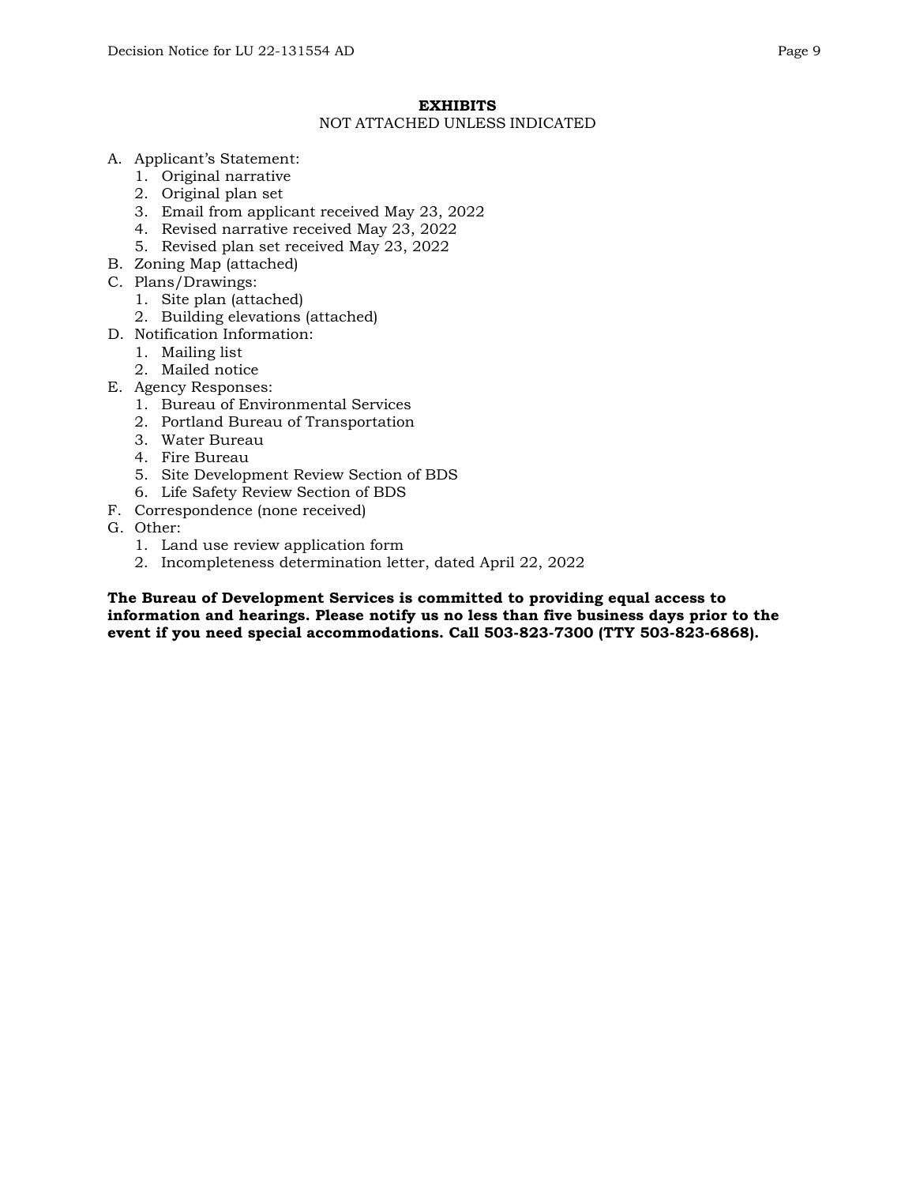## EXHIBITS

NOT ATTACHED UNLESS INDICATED

A. Applicant's Statement:
   1. Original narrative
   2. Original plan set
   3. Email from applicant received May 23, 2022
   4. Revised narrative received May 23, 2022
   5. Revised plan set received May 23, 2022
B. Zoning Map (attached)
C. Plans/Drawings:
   1. Site plan (attached)
   2. Building elevations (attached)
D. Notification Information:
   1. Mailing list
   2. Mailed notice
E. Agency Responses:
   1. Bureau of Environmental Services
   2. Portland Bureau of Transportation
   3. Water Bureau
   4. Fire Bureau
   5. Site Development Review Section of BDS
   6. Life Safety Review Section of BDS
F. Correspondence (none received)
G. Other:
   1. Land use review application form
   2. Incompleteness determination letter, dated April 22, 2022

**The Bureau of Development Services is committed to providing equal access to information and hearings. Please notify us no less than five business days prior to the event if you need special accommodations. Call 503-823-7300 (TTY 503-823-6868).**